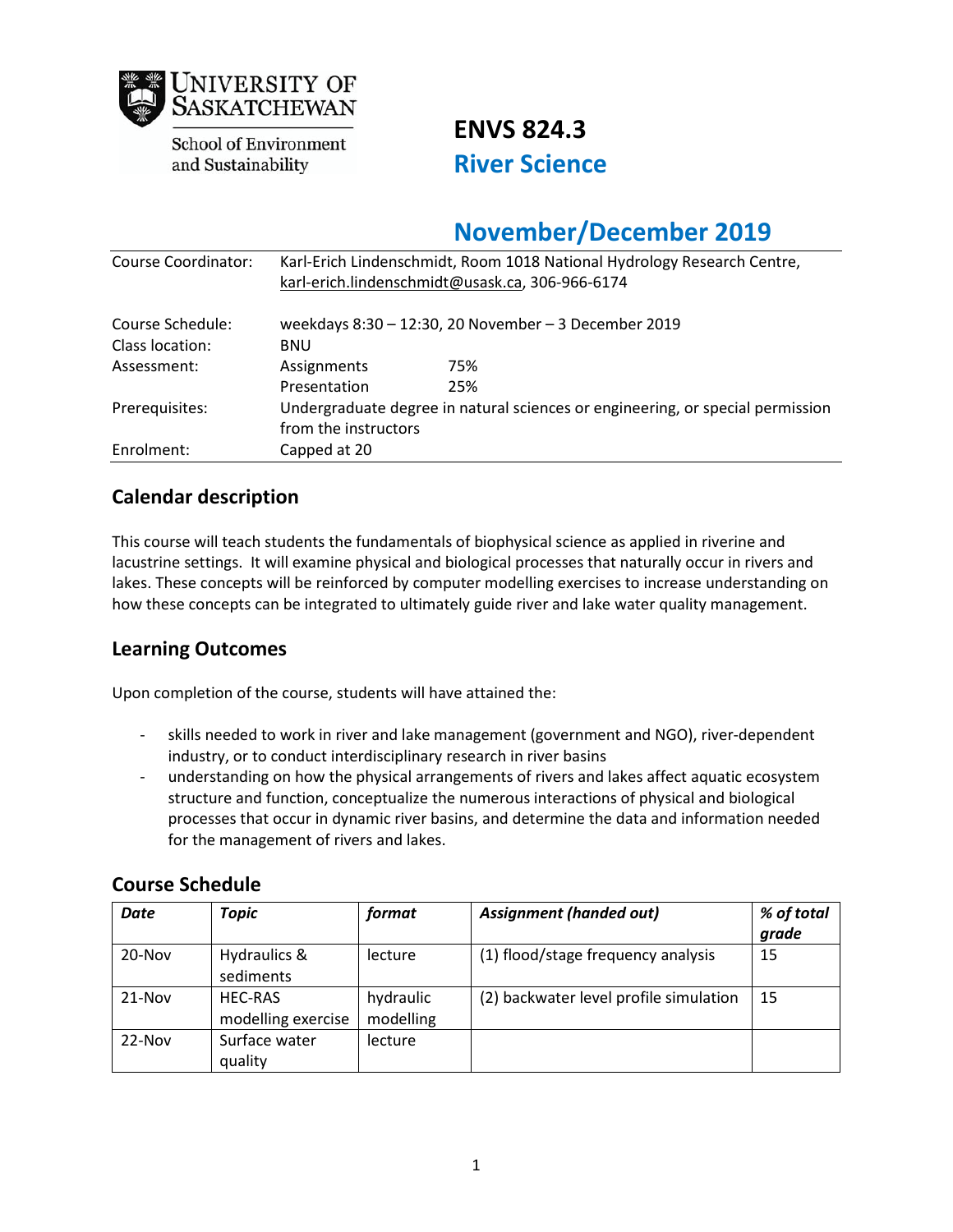University of Saskatchewan
School of Environment and Sustainability

# ENVS 824.3
# River Science

## November/December 2019

| | | |
|---|---|---|
| Course Coordinator: | Karl-Erich Lindenschmidt, Room 1018 National Hydrology Research Centre, karl-erich.lindenschmidt@usask.ca, 306-966-6174 | |
| Course Schedule: | weekdays 8:30 – 12:30, 20 November – 3 December 2019 | |
| Class location: | BNU | |
| Assessment: | Assignments | 75% |
| | Presentation | 25% |
| Prerequisites: | Undergraduate degree in natural sciences or engineering, or special permission from the instructors | |
| Enrolment: | Capped at 20 | |

## Calendar description

This course will teach students the fundamentals of biophysical science as applied in riverine and lacustrine settings. It will examine physical and biological processes that naturally occur in rivers and lakes. These concepts will be reinforced by computer modelling exercises to increase understanding on how these concepts can be integrated to ultimately guide river and lake water quality management.

## Learning Outcomes

Upon completion of the course, students will have attained the:

- skills needed to work in river and lake management (government and NGO), river-dependent industry, or to conduct interdisciplinary research in river basins
- understanding on how the physical arrangements of rivers and lakes affect aquatic ecosystem structure and function, conceptualize the numerous interactions of physical and biological processes that occur in dynamic river basins, and determine the data and information needed for the management of rivers and lakes.

## Course Schedule

| *Date* | *Topic* | *format* | *Assignment (handed out)* | *% of total grade* |
|---|---|---|---|---|
| 20-Nov | Hydraulics & sediments | lecture | (1) flood/stage frequency analysis | 15 |
| 21-Nov | HEC-RAS modelling exercise | hydraulic modelling | (2) backwater level profile simulation | 15 |
| 22-Nov | Surface water quality | lecture | | |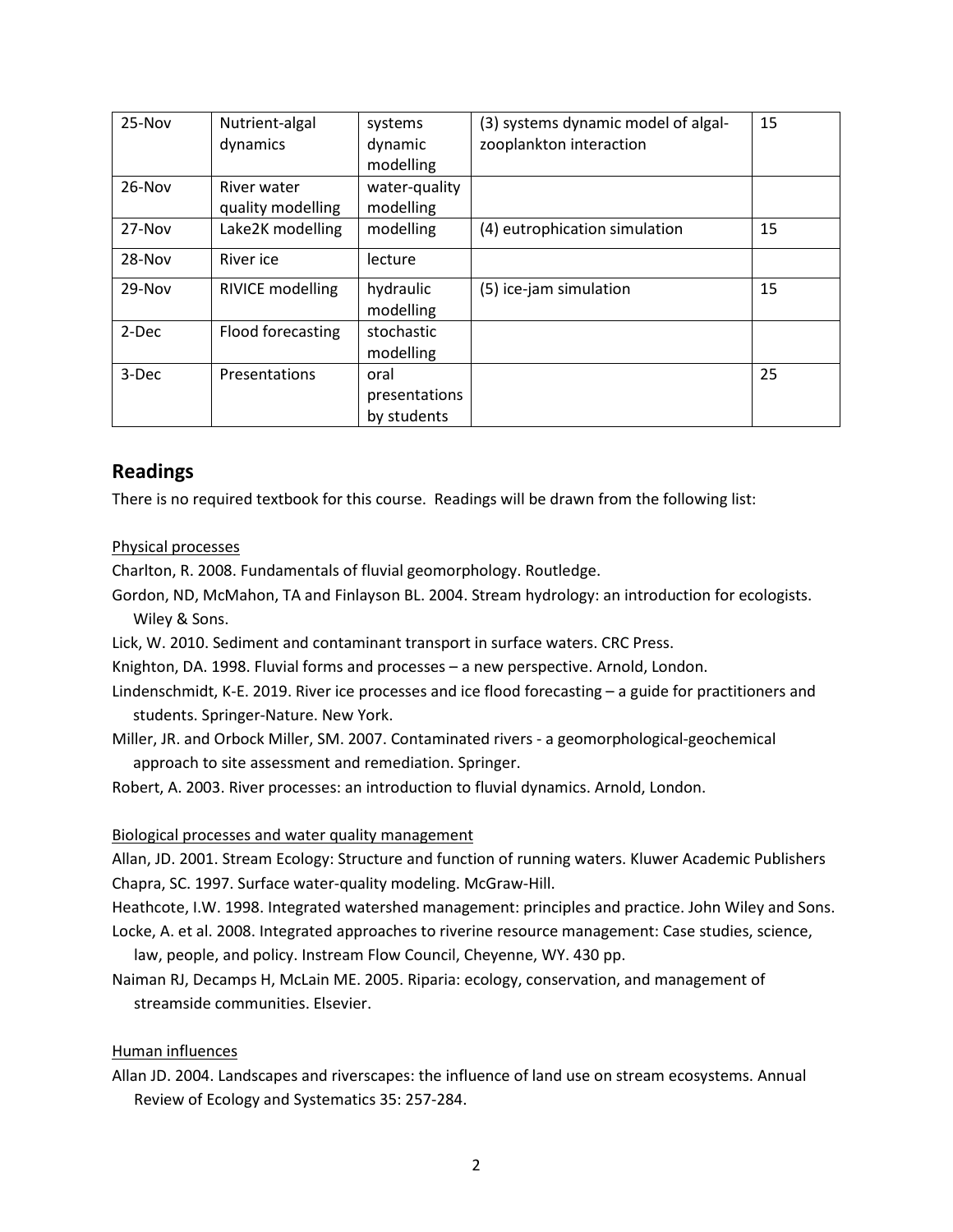| 25-Nov | Nutrient-algal dynamics | systems dynamic modelling | (3) systems dynamic model of algal-zooplankton interaction | 15 |
|---|---|---|---|---|
| 26-Nov | River water quality modelling | water-quality modelling | | |
| 27-Nov | Lake2K modelling | modelling | (4) eutrophication simulation | 15 |
| 28-Nov | River ice | lecture | | |
| 29-Nov | RIVICE modelling | hydraulic modelling | (5) ice-jam simulation | 15 |
| 2-Dec | Flood forecasting | stochastic modelling | | |
| 3-Dec | Presentations | oral presentations by students | | 25 |

## Readings

There is no required textbook for this course. Readings will be drawn from the following list:

Physical processes

Charlton, R. 2008. Fundamentals of fluvial geomorphology. Routledge.

Gordon, ND, McMahon, TA and Finlayson BL. 2004. Stream hydrology: an introduction for ecologists. Wiley & Sons.

Lick, W. 2010. Sediment and contaminant transport in surface waters. CRC Press.

Knighton, DA. 1998. Fluvial forms and processes – a new perspective. Arnold, London.

Lindenschmidt, K-E. 2019. River ice processes and ice flood forecasting – a guide for practitioners and students. Springer-Nature. New York.

Miller, JR. and Orbock Miller, SM. 2007. Contaminated rivers - a geomorphological-geochemical approach to site assessment and remediation. Springer.

Robert, A. 2003. River processes: an introduction to fluvial dynamics. Arnold, London.

Biological processes and water quality management

Allan, JD. 2001. Stream Ecology: Structure and function of running waters. Kluwer Academic Publishers

Chapra, SC. 1997. Surface water-quality modeling. McGraw-Hill.

Heathcote, I.W. 1998. Integrated watershed management: principles and practice. John Wiley and Sons.

Locke, A. et al. 2008. Integrated approaches to riverine resource management: Case studies, science, law, people, and policy. Instream Flow Council, Cheyenne, WY. 430 pp.

Naiman RJ, Decamps H, McLain ME. 2005. Riparia: ecology, conservation, and management of streamside communities. Elsevier.

Human influences

Allan JD. 2004. Landscapes and riverscapes: the influence of land use on stream ecosystems. Annual Review of Ecology and Systematics 35: 257-284.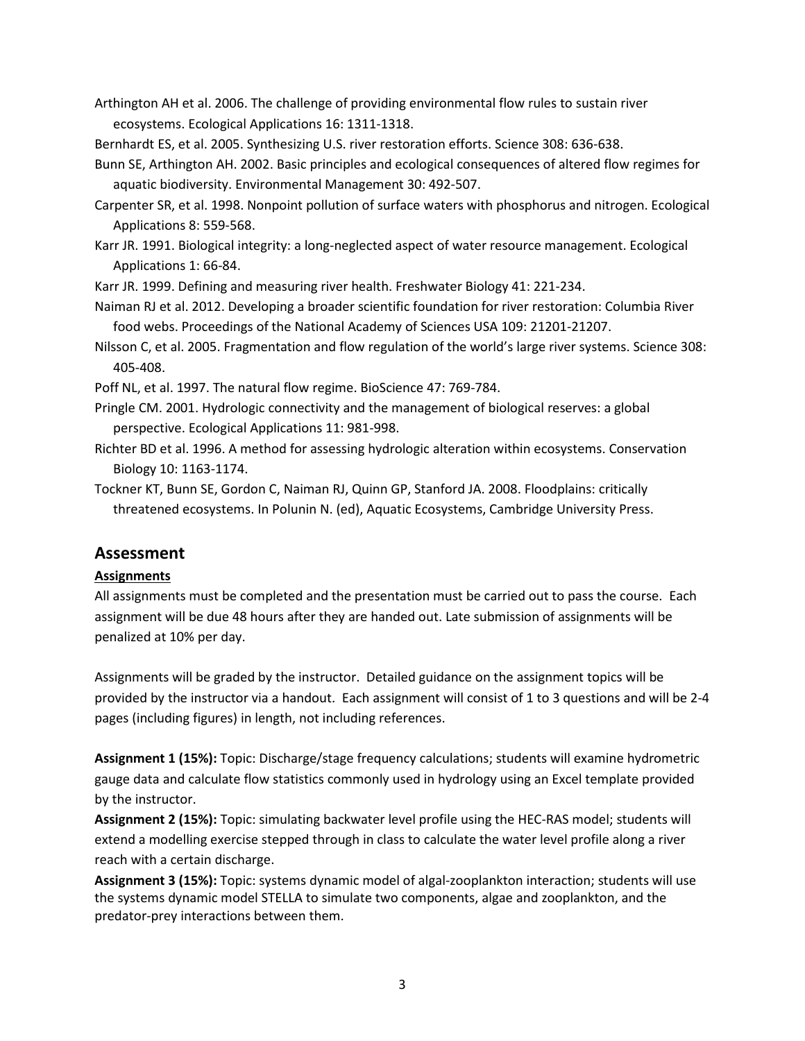Arthington AH et al. 2006. The challenge of providing environmental flow rules to sustain river ecosystems. Ecological Applications 16: 1311-1318.

Bernhardt ES, et al. 2005. Synthesizing U.S. river restoration efforts. Science 308: 636-638.

Bunn SE, Arthington AH. 2002. Basic principles and ecological consequences of altered flow regimes for aquatic biodiversity. Environmental Management 30: 492-507.

Carpenter SR, et al. 1998. Nonpoint pollution of surface waters with phosphorus and nitrogen. Ecological Applications 8: 559-568.

Karr JR. 1991. Biological integrity: a long-neglected aspect of water resource management. Ecological Applications 1: 66-84.

Karr JR. 1999. Defining and measuring river health. Freshwater Biology 41: 221-234.

Naiman RJ et al. 2012. Developing a broader scientific foundation for river restoration: Columbia River food webs. Proceedings of the National Academy of Sciences USA 109: 21201-21207.

Nilsson C, et al. 2005. Fragmentation and flow regulation of the world's large river systems. Science 308: 405-408.

Poff NL, et al. 1997. The natural flow regime. BioScience 47: 769-784.

Pringle CM. 2001. Hydrologic connectivity and the management of biological reserves: a global perspective. Ecological Applications 11: 981-998.

Richter BD et al. 1996. A method for assessing hydrologic alteration within ecosystems. Conservation Biology 10: 1163-1174.

Tockner KT, Bunn SE, Gordon C, Naiman RJ, Quinn GP, Stanford JA. 2008. Floodplains: critically threatened ecosystems. In Polunin N. (ed), Aquatic Ecosystems, Cambridge University Press.

## Assessment

### Assignments

All assignments must be completed and the presentation must be carried out to pass the course. Each assignment will be due 48 hours after they are handed out. Late submission of assignments will be penalized at 10% per day.

Assignments will be graded by the instructor. Detailed guidance on the assignment topics will be provided by the instructor via a handout. Each assignment will consist of 1 to 3 questions and will be 2-4 pages (including figures) in length, not including references.

**Assignment 1 (15%):** Topic: Discharge/stage frequency calculations; students will examine hydrometric gauge data and calculate flow statistics commonly used in hydrology using an Excel template provided by the instructor.

**Assignment 2 (15%):** Topic: simulating backwater level profile using the HEC-RAS model; students will extend a modelling exercise stepped through in class to calculate the water level profile along a river reach with a certain discharge.

**Assignment 3 (15%):** Topic: systems dynamic model of algal-zooplankton interaction; students will use the systems dynamic model STELLA to simulate two components, algae and zooplankton, and the predator-prey interactions between them.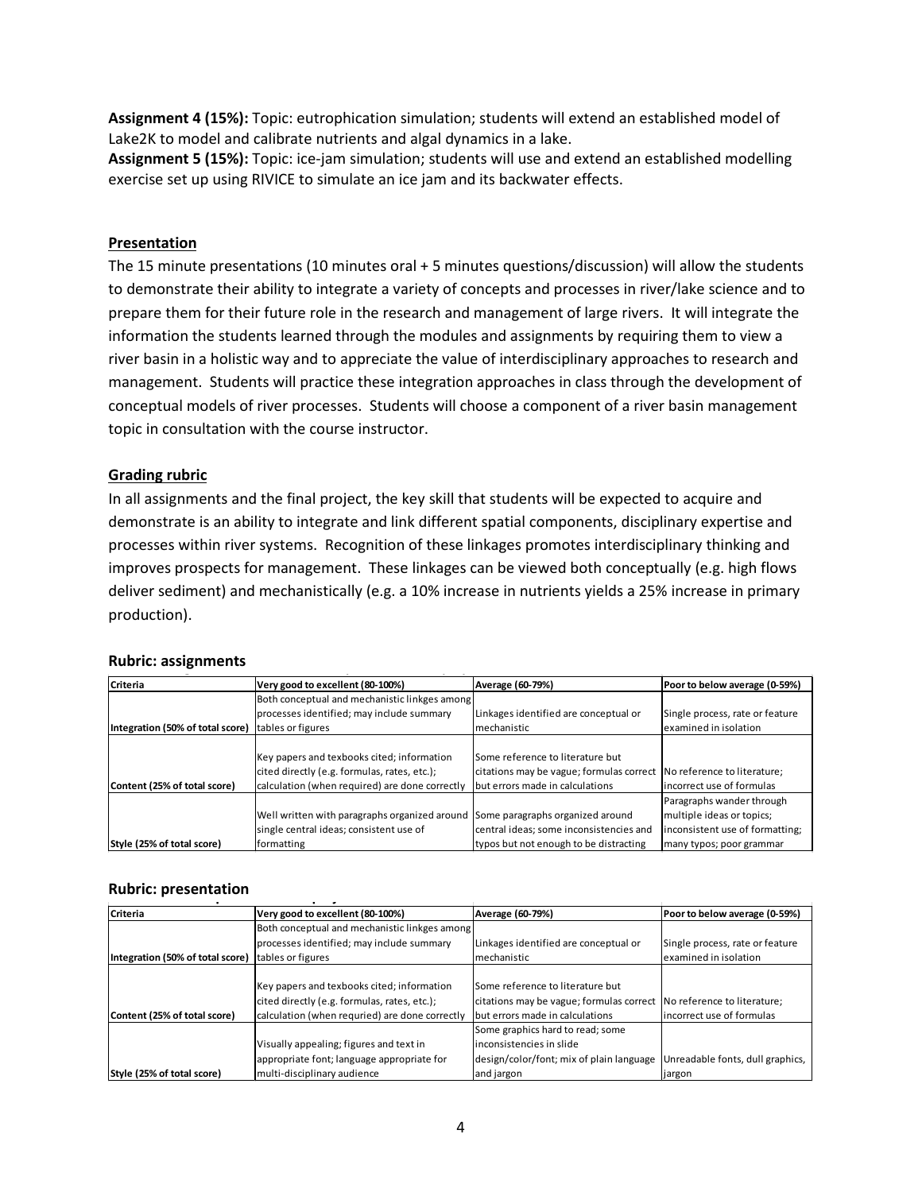**Assignment 4 (15%):** Topic: eutrophication simulation; students will extend an established model of Lake2K to model and calibrate nutrients and algal dynamics in a lake.

**Assignment 5 (15%):** Topic: ice-jam simulation; students will use and extend an established modelling exercise set up using RIVICE to simulate an ice jam and its backwater effects.

## Presentation

The 15 minute presentations (10 minutes oral + 5 minutes questions/discussion) will allow the students to demonstrate their ability to integrate a variety of concepts and processes in river/lake science and to prepare them for their future role in the research and management of large rivers. It will integrate the information the students learned through the modules and assignments by requiring them to view a river basin in a holistic way and to appreciate the value of interdisciplinary approaches to research and management. Students will practice these integration approaches in class through the development of conceptual models of river processes. Students will choose a component of a river basin management topic in consultation with the course instructor.

## Grading rubric

In all assignments and the final project, the key skill that students will be expected to acquire and demonstrate is an ability to integrate and link different spatial components, disciplinary expertise and processes within river systems. Recognition of these linkages promotes interdisciplinary thinking and improves prospects for management. These linkages can be viewed both conceptually (e.g. high flows deliver sediment) and mechanistically (e.g. a 10% increase in nutrients yields a 25% increase in primary production).

### Rubric: assignments

| Criteria | Very good to excellent (80-100%) | Average (60-79%) | Poor to below average (0-59%) |
|---|---|---|---|
| Integration (50% of total score) | Both conceptual and mechanistic linkges among processes identified; may include summary tables or figures | Linkages identified are conceptual or mechanistic | Single process, rate or feature examined in isolation |
| Content (25% of total score) | Key papers and texbooks cited; information cited directly (e.g. formulas, rates, etc.); calculation (when required) are done correctly | Some reference to literature but citations may be vague; formulas correct but errors made in calculations | No reference to literature; incorrect use of formulas |
| Style (25% of total score) | Well written with paragraphs organized around single central ideas; consistent use of formatting | Some paragraphs organized around central ideas; some inconsistencies and typos but not enough to be distracting | Paragraphs wander through multiple ideas or topics; inconsistent use of formatting; many typos; poor grammar |

### Rubric: presentation

| Criteria | Very good to excellent (80-100%) | Average (60-79%) | Poor to below average (0-59%) |
|---|---|---|---|
| Integration (50% of total score) | Both conceptual and mechanistic linkges among processes identified; may include summary tables or figures | Linkages identified are conceptual or mechanistic | Single process, rate or feature examined in isolation |
| Content (25% of total score) | Key papers and texbooks cited; information cited directly (e.g. formulas, rates, etc.); calculation (when requried) are done correctly | Some reference to literature but citations may be vague; formulas correct but errors made in calculations | No reference to literature; incorrect use of formulas |
| Style (25% of total score) | Visually appealing; figures and text in appropriate font; language appropriate for multi-disciplinary audience | Some graphics hard to read; some inconsistencies in slide design/color/font; mix of plain language and jargon | Unreadable fonts, dull graphics, jargon |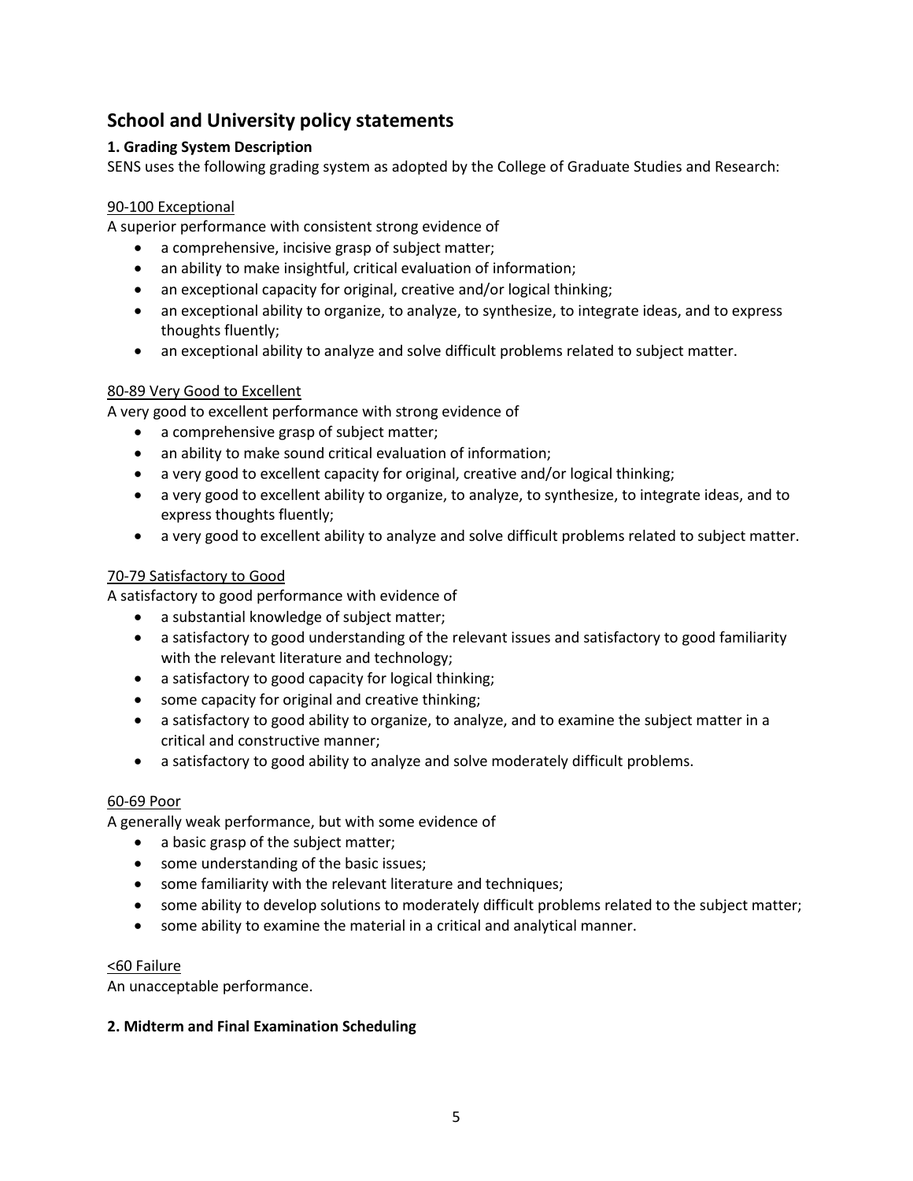## School and University policy statements

### 1. Grading System Description

SENS uses the following grading system as adopted by the College of Graduate Studies and Research:

90-100 Exceptional

A superior performance with consistent strong evidence of

- a comprehensive, incisive grasp of subject matter;
- an ability to make insightful, critical evaluation of information;
- an exceptional capacity for original, creative and/or logical thinking;
- an exceptional ability to organize, to analyze, to synthesize, to integrate ideas, and to express thoughts fluently;
- an exceptional ability to analyze and solve difficult problems related to subject matter.

80-89 Very Good to Excellent

A very good to excellent performance with strong evidence of

- a comprehensive grasp of subject matter;
- an ability to make sound critical evaluation of information;
- a very good to excellent capacity for original, creative and/or logical thinking;
- a very good to excellent ability to organize, to analyze, to synthesize, to integrate ideas, and to express thoughts fluently;
- a very good to excellent ability to analyze and solve difficult problems related to subject matter.

70-79 Satisfactory to Good

A satisfactory to good performance with evidence of

- a substantial knowledge of subject matter;
- a satisfactory to good understanding of the relevant issues and satisfactory to good familiarity with the relevant literature and technology;
- a satisfactory to good capacity for logical thinking;
- some capacity for original and creative thinking;
- a satisfactory to good ability to organize, to analyze, and to examine the subject matter in a critical and constructive manner;
- a satisfactory to good ability to analyze and solve moderately difficult problems.

60-69 Poor

A generally weak performance, but with some evidence of

- a basic grasp of the subject matter;
- some understanding of the basic issues;
- some familiarity with the relevant literature and techniques;
- some ability to develop solutions to moderately difficult problems related to the subject matter;
- some ability to examine the material in a critical and analytical manner.

<60 Failure

An unacceptable performance.

### 2. Midterm and Final Examination Scheduling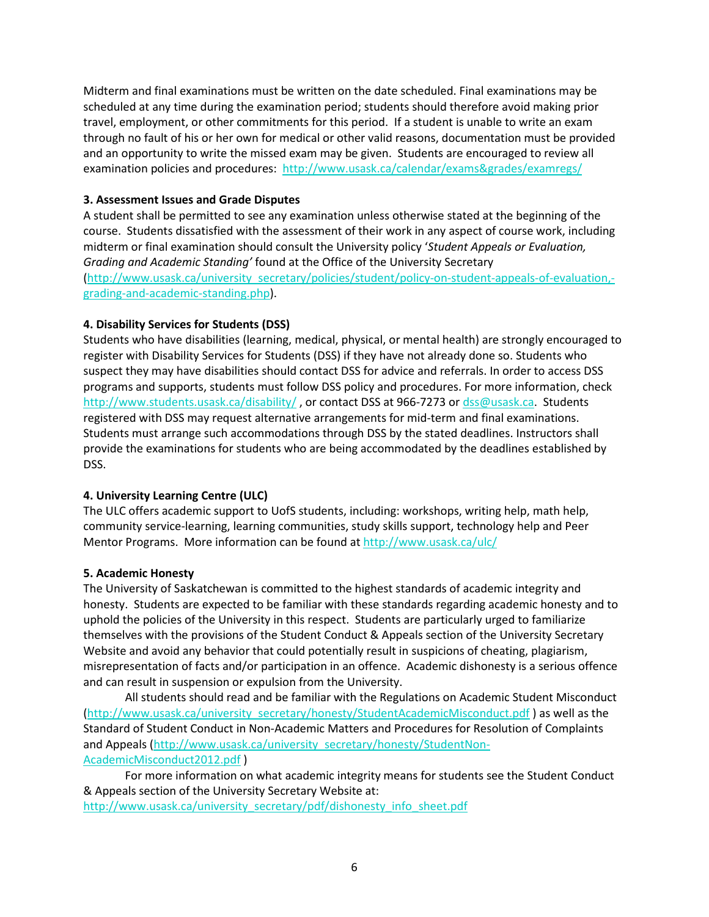Midterm and final examinations must be written on the date scheduled. Final examinations may be scheduled at any time during the examination period; students should therefore avoid making prior travel, employment, or other commitments for this period. If a student is unable to write an exam through no fault of his or her own for medical or other valid reasons, documentation must be provided and an opportunity to write the missed exam may be given. Students are encouraged to review all examination policies and procedures: http://www.usask.ca/calendar/exams&grades/examregs/

**3. Assessment Issues and Grade Disputes**

A student shall be permitted to see any examination unless otherwise stated at the beginning of the course. Students dissatisfied with the assessment of their work in any aspect of course work, including midterm or final examination should consult the University policy '*Student Appeals or Evaluation, Grading and Academic Standing'* found at the Office of the University Secretary (http://www.usask.ca/university_secretary/policies/student/policy-on-student-appeals-of-evaluation,-grading-and-academic-standing.php).

**4. Disability Services for Students (DSS)**

Students who have disabilities (learning, medical, physical, or mental health) are strongly encouraged to register with Disability Services for Students (DSS) if they have not already done so. Students who suspect they may have disabilities should contact DSS for advice and referrals. In order to access DSS programs and supports, students must follow DSS policy and procedures. For more information, check http://www.students.usask.ca/disability/ , or contact DSS at 966-7273 or dss@usask.ca. Students registered with DSS may request alternative arrangements for mid-term and final examinations. Students must arrange such accommodations through DSS by the stated deadlines. Instructors shall provide the examinations for students who are being accommodated by the deadlines established by DSS.

**4. University Learning Centre (ULC)**

The ULC offers academic support to UofS students, including: workshops, writing help, math help, community service-learning, learning communities, study skills support, technology help and Peer Mentor Programs. More information can be found at http://www.usask.ca/ulc/

**5. Academic Honesty**

The University of Saskatchewan is committed to the highest standards of academic integrity and honesty. Students are expected to be familiar with these standards regarding academic honesty and to uphold the policies of the University in this respect. Students are particularly urged to familiarize themselves with the provisions of the Student Conduct & Appeals section of the University Secretary Website and avoid any behavior that could potentially result in suspicions of cheating, plagiarism, misrepresentation of facts and/or participation in an offence. Academic dishonesty is a serious offence and can result in suspension or expulsion from the University.

All students should read and be familiar with the Regulations on Academic Student Misconduct (http://www.usask.ca/university_secretary/honesty/StudentAcademicMisconduct.pdf ) as well as the Standard of Student Conduct in Non-Academic Matters and Procedures for Resolution of Complaints and Appeals (http://www.usask.ca/university_secretary/honesty/StudentNon-AcademicMisconduct2012.pdf )

For more information on what academic integrity means for students see the Student Conduct & Appeals section of the University Secretary Website at: http://www.usask.ca/university_secretary/pdf/dishonesty_info_sheet.pdf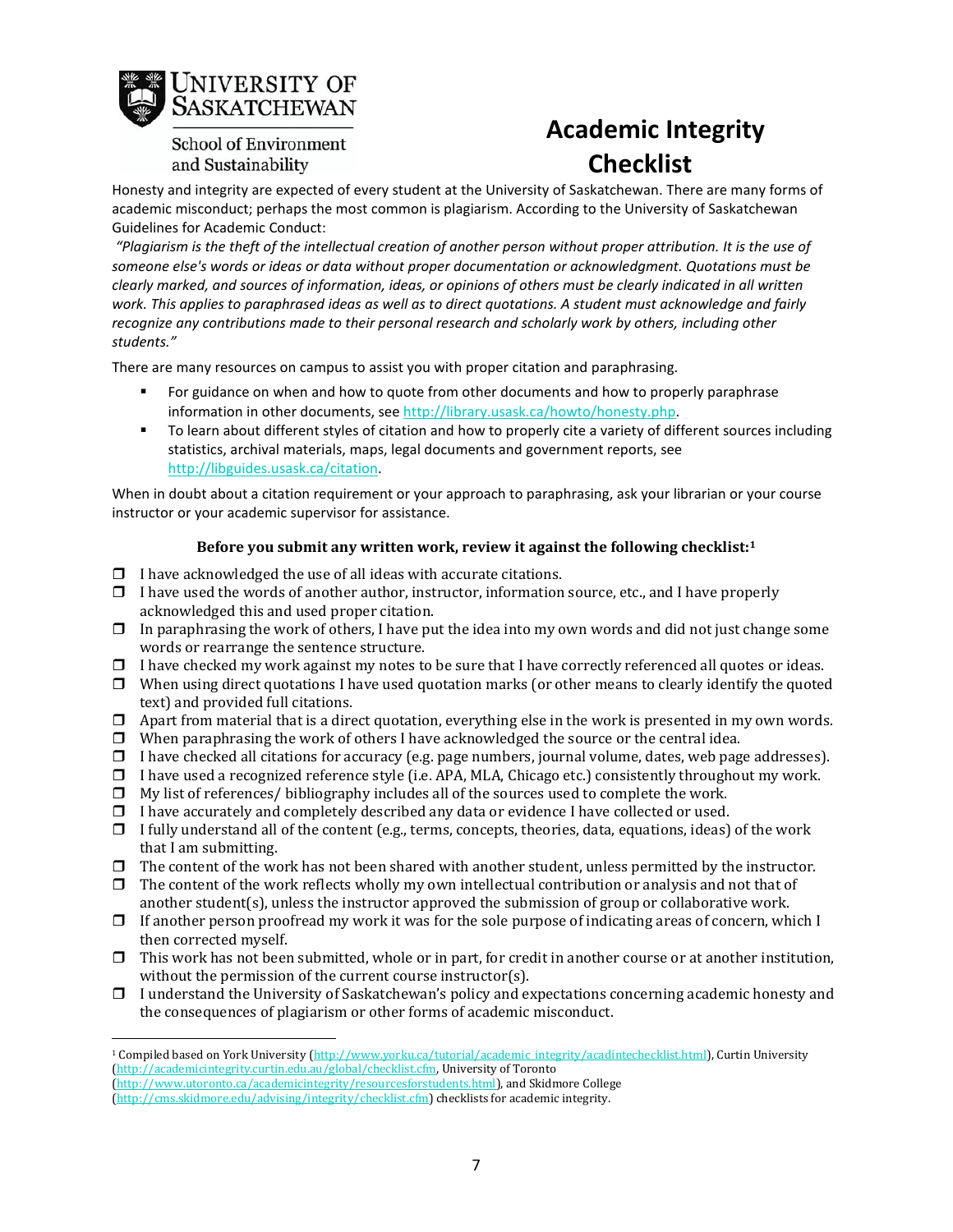University of Saskatchewan

School of Environment and Sustainability

# Academic Integrity Checklist

Honesty and integrity are expected of every student at the University of Saskatchewan. There are many forms of academic misconduct; perhaps the most common is plagiarism. According to the University of Saskatchewan Guidelines for Academic Conduct:

*"Plagiarism is the theft of the intellectual creation of another person without proper attribution. It is the use of someone else's words or ideas or data without proper documentation or acknowledgment. Quotations must be clearly marked, and sources of information, ideas, or opinions of others must be clearly indicated in all written work. This applies to paraphrased ideas as well as to direct quotations. A student must acknowledge and fairly recognize any contributions made to their personal research and scholarly work by others, including other students."*

There are many resources on campus to assist you with proper citation and paraphrasing.

- For guidance on when and how to quote from other documents and how to properly paraphrase information in other documents, see http://library.usask.ca/howto/honesty.php.
- To learn about different styles of citation and how to properly cite a variety of different sources including statistics, archival materials, maps, legal documents and government reports, see http://libguides.usask.ca/citation.

When in doubt about a citation requirement or your approach to paraphrasing, ask your librarian or your course instructor or your academic supervisor for assistance.

**Before you submit any written work, review it against the following checklist:[1]**

- [ ] I have acknowledged the use of all ideas with accurate citations.
- [ ] I have used the words of another author, instructor, information source, etc., and I have properly acknowledged this and used proper citation.
- [ ] In paraphrasing the work of others, I have put the idea into my own words and did not just change some words or rearrange the sentence structure.
- [ ] I have checked my work against my notes to be sure that I have correctly referenced all quotes or ideas.
- [ ] When using direct quotations I have used quotation marks (or other means to clearly identify the quoted text) and provided full citations.
- [ ] Apart from material that is a direct quotation, everything else in the work is presented in my own words.
- [ ] When paraphrasing the work of others I have acknowledged the source or the central idea.
- [ ] I have checked all citations for accuracy (e.g. page numbers, journal volume, dates, web page addresses).
- [ ] I have used a recognized reference style (i.e. APA, MLA, Chicago etc.) consistently throughout my work.
- [ ] My list of references/ bibliography includes all of the sources used to complete the work.
- [ ] I have accurately and completely described any data or evidence I have collected or used.
- [ ] I fully understand all of the content (e.g., terms, concepts, theories, data, equations, ideas) of the work that I am submitting.
- [ ] The content of the work has not been shared with another student, unless permitted by the instructor.
- [ ] The content of the work reflects wholly my own intellectual contribution or analysis and not that of another student(s), unless the instructor approved the submission of group or collaborative work.
- [ ] If another person proofread my work it was for the sole purpose of indicating areas of concern, which I then corrected myself.
- [ ] This work has not been submitted, whole or in part, for credit in another course or at another institution, without the permission of the current course instructor(s).
- [ ] I understand the University of Saskatchewan's policy and expectations concerning academic honesty and the consequences of plagiarism or other forms of academic misconduct.

---

[1] Compiled based on York University (http://www.yorku.ca/tutorial/academic_integrity/acadintechecklist.html), Curtin University (http://academicintegrity.curtin.edu.au/global/checklist.cfm, University of Toronto (http://www.utoronto.ca/academicintegrity/resourcesforstudents.html), and Skidmore College (http://cms.skidmore.edu/advising/integrity/checklist.cfm) checklists for academic integrity.